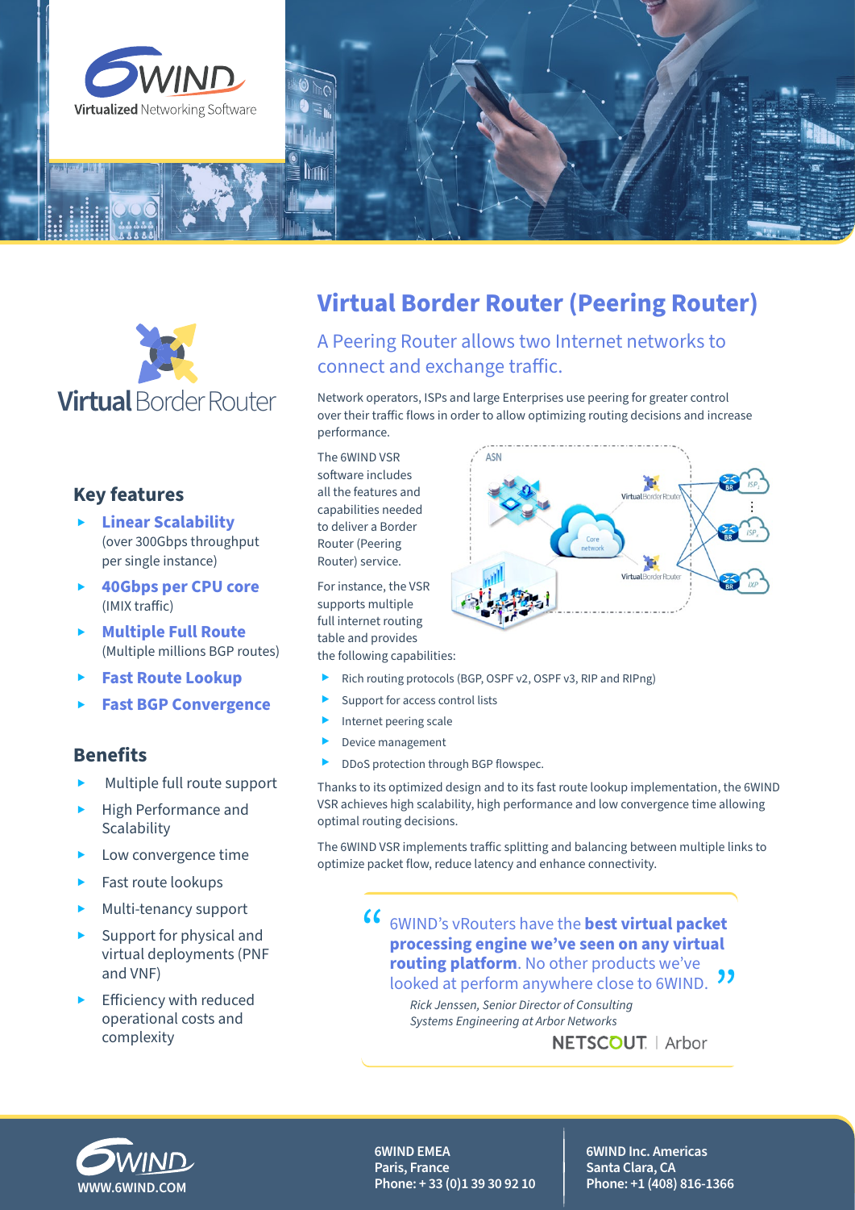6WIND
Virtualized Networking Software

Virtual Border Router

## Key features

- **Linear Scalability** (over 300Gbps throughput per single instance)
- **40Gbps per CPU core** (IMIX traffic)
- **Multiple Full Route** (Multiple millions BGP routes)
- **Fast Route Lookup**
- **Fast BGP Convergence**

## Benefits

- Multiple full route support
- High Performance and Scalability
- Low convergence time
- Fast route lookups
- Multi-tenancy support
- Support for physical and virtual deployments (PNF and VNF)
- Efficiency with reduced operational costs and complexity

# Virtual Border Router (Peering Router)

## A Peering Router allows two Internet networks to connect and exchange traffic.

Network operators, ISPs and large Enterprises use peering for greater control over their traffic flows in order to allow optimizing routing decisions and increase performance.

The 6WIND VSR software includes all the features and capabilities needed to deliver a Border Router (Peering Router) service.

For instance, the VSR supports multiple full internet routing table and provides the following capabilities:

- Rich routing protocols (BGP, OSPF v2, OSPF v3, RIP and RIPng)
- Support for access control lists
- Internet peering scale
- Device management
- DDoS protection through BGP flowspec.

Thanks to its optimized design and to its fast route lookup implementation, the 6WIND VSR achieves high scalability, high performance and low convergence time allowing optimal routing decisions.

The 6WIND VSR implements traffic splitting and balancing between multiple links to optimize packet flow, reduce latency and enhance connectivity.

> "6WIND's vRouters have the **best virtual packet processing engine we've seen on any virtual routing platform**. No other products we've looked at perform anywhere close to 6WIND."
>
> *Rick Jenssen, Senior Director of Consulting Systems Engineering at Arbor Networks*
>
> NETSCOUT | Arbor

WWW.6WIND.COM

**6WIND EMEA**
**Paris, France**
**Phone: + 33 (0)1 39 30 92 10**

**6WIND Inc. Americas**
**Santa Clara, CA**
**Phone: +1 (408) 816-1366**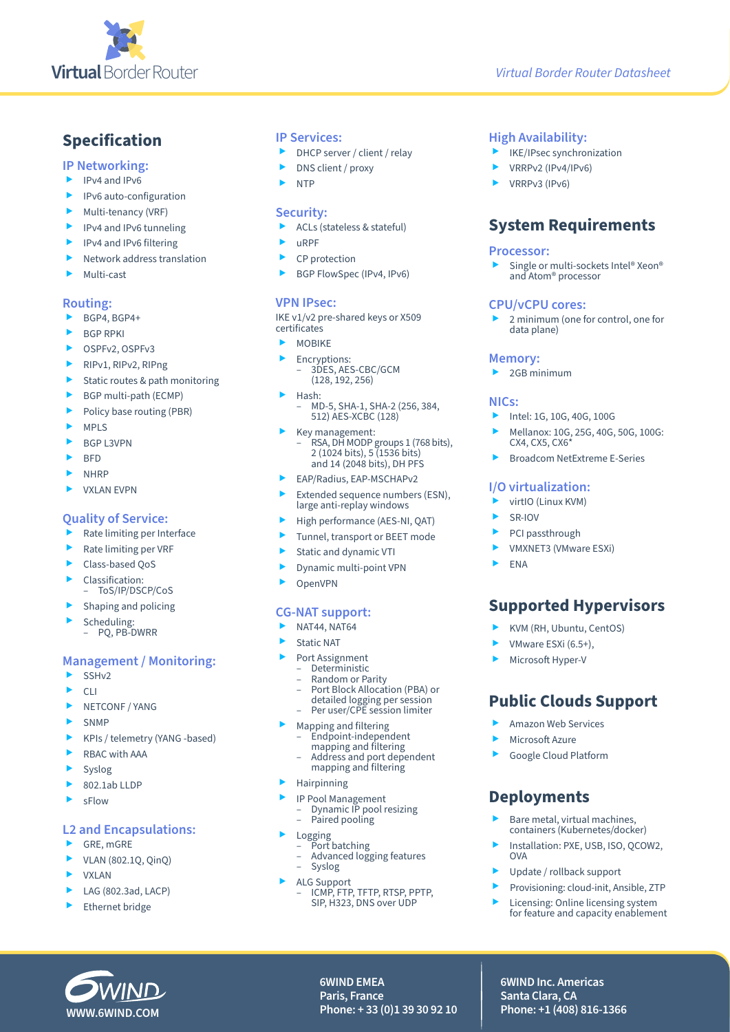# Specification

### IP Networking:
- IPv4 and IPv6
- IPv6 auto-configuration
- Multi-tenancy (VRF)
- IPv4 and IPv6 tunneling
- IPv4 and IPv6 filtering
- Network address translation
- Multi-cast

### Routing:
- BGP4, BGP4+
- BGP RPKI
- OSPFv2, OSPFv3
- RIPv1, RIPv2, RIPng
- Static routes & path monitoring
- BGP multi-path (ECMP)
- Policy base routing (PBR)
- MPLS
- BGP L3VPN
- BFD
- NHRP
- VXLAN EVPN

### Quality of Service:
- Rate limiting per Interface
- Rate limiting per VRF
- Class-based QoS
- Classification:
  - ToS/IP/DSCP/CoS
- Shaping and policing
- Scheduling:
  - PQ, PB-DWRR

### Management / Monitoring:
- SSHv2
- CLI
- NETCONF / YANG
- SNMP
- KPIs / telemetry (YANG -based)
- RBAC with AAA
- Syslog
- 802.1ab LLDP
- sFlow

### L2 and Encapsulations:
- GRE, mGRE
- VLAN (802.1Q, QinQ)
- VXLAN
- LAG (802.3ad, LACP)
- Ethernet bridge

### IP Services:
- DHCP server / client / relay
- DNS client / proxy
- NTP

### Security:
- ACLs (stateless & stateful)
- uRPF
- CP protection
- BGP FlowSpec (IPv4, IPv6)

### VPN IPsec:
IKE v1/v2 pre-shared keys or X509 certificates
- MOBIKE
- Encryptions:
  - 3DES, AES-CBC/GCM (128, 192, 256)
- Hash:
  - MD-5, SHA-1, SHA-2 (256, 384, 512) AES-XCBC (128)
- Key management:
  - RSA, DH MODP groups 1 (768 bits), 2 (1024 bits), 5 (1536 bits) and 14 (2048 bits), DH PFS
- EAP/Radius, EAP-MSCHAPv2
- Extended sequence numbers (ESN), large anti-replay windows
- High performance (AES-NI, QAT)
- Tunnel, transport or BEET mode
- Static and dynamic VTI
- Dynamic multi-point VPN
- OpenVPN

### CG-NAT support:
- NAT44, NAT64
- Static NAT
- Port Assignment
  - Deterministic
  - Random or Parity
  - Port Block Allocation (PBA) or detailed logging per session
  - Per user/CPE session limiter
- Mapping and filtering
  - Endpoint-independent mapping and filtering
  - Address and port dependent mapping and filtering
- Hairpinning
- IP Pool Management
  - Dynamic IP pool resizing
  - Paired pooling
- Logging
  - Port batching
  - Advanced logging features
  - Syslog
- ALG Support
  - ICMP, FTP, TFTP, RTSP, PPTP, SIP, H323, DNS over UDP

### High Availability:
- IKE/IPsec synchronization
- VRRPv2 (IPv4/IPv6)
- VRRPv3 (IPv6)

# System Requirements

### Processor:
- Single or multi-sockets Intel® Xeon® and Atom® processor

### CPU/vCPU cores:
- 2 minimum (one for control, one for data plane)

### Memory:
- 2GB minimum

### NICs:
- Intel: 1G, 10G, 40G, 100G
- Mellanox: 10G, 25G, 40G, 50G, 100G: CX4, CX5, CX6*
- Broadcom NetExtreme E-Series

### I/O virtualization:
- virtIO (Linux KVM)
- SR-IOV
- PCI passthrough
- VMXNET3 (VMware ESXi)
- ENA

# Supported Hypervisors
- KVM (RH, Ubuntu, CentOS)
- VMware ESXi (6.5+),
- Microsoft Hyper-V

# Public Clouds Support
- Amazon Web Services
- Microsoft Azure
- Google Cloud Platform

# Deployments
- Bare metal, virtual machines, containers (Kubernetes/docker)
- Installation: PXE, USB, ISO, QCOW2, OVA
- Update / rollback support
- Provisioning: cloud-init, Ansible, ZTP
- Licensing: Online licensing system for feature and capacity enablement

**WWW.6WIND.COM**

**6WIND EMEA**
**Paris, France**
**Phone: + 33 (0)1 39 30 92 10**

**6WIND Inc. Americas**
**Santa Clara, CA**
**Phone: +1 (408) 816-1366**